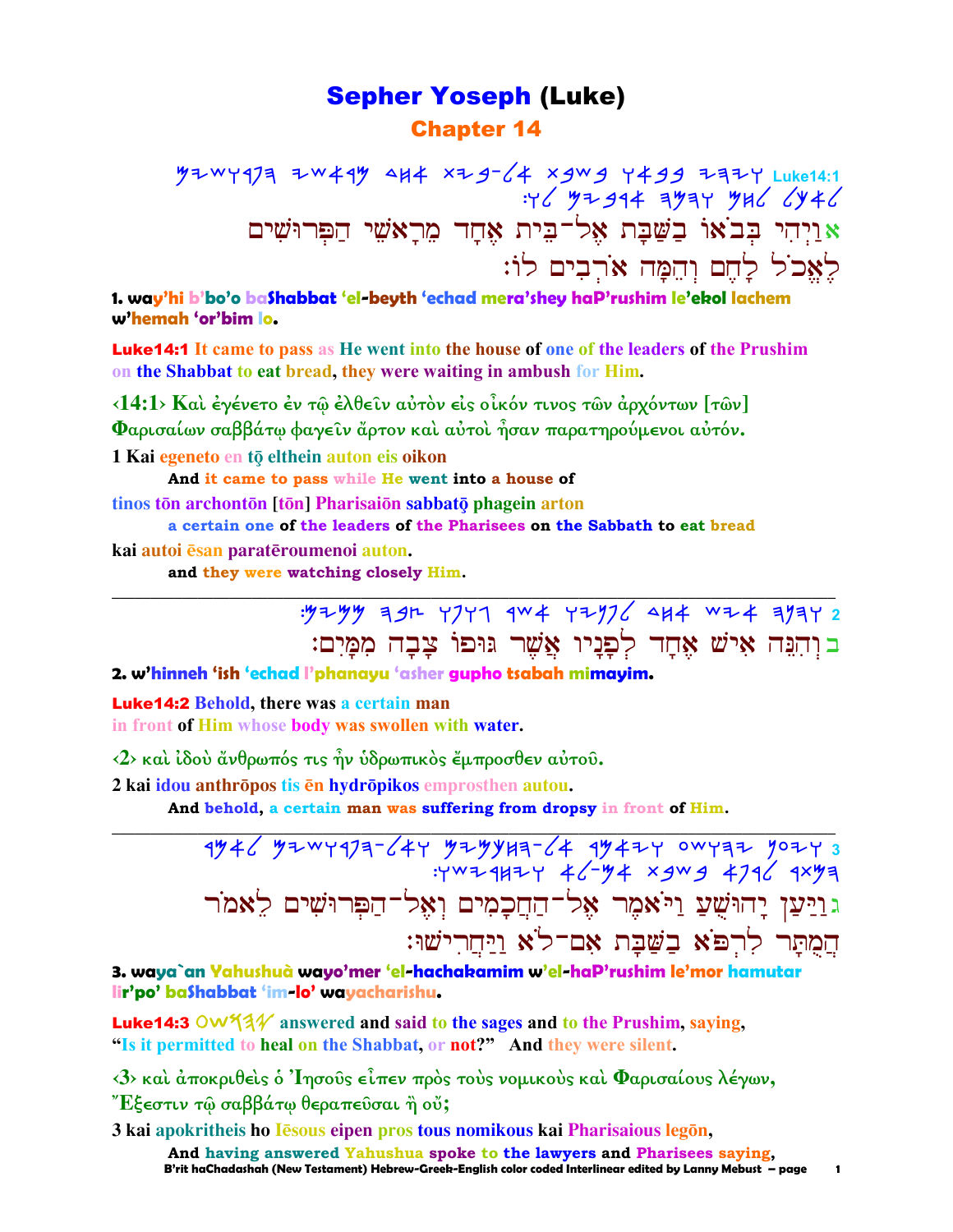# Sepher Yoseph (Luke)

## Chapter 14

𐤅𐤉𐤄𐤉 𐤁𐤁𐤀𐤅 𐤁𐤔𐤁𐤕 𐤀𐤋-𐤁𐤉𐤕 𐤀𐤇𐤃 𐤌𐤓𐤀𐤔𐤉 𐤄𐤐𐤓𐤅𐤔𐤉𐤌 𐤋𐤀𐤊𐤋 𐤋𐤇𐤌 𐤅𐤄𐤌𐤄 𐤀𐤓𐤁𐤉𐤌 𐤋𐤅: Luke14:1

אוַיְהִי בְּבֹאוֹ בַשַּׁבָּת אֶל־בֵּית אֶחָד מֵרָאשֵׁי הַפְּרוּשִׁים לֶאֱכֹל לָחֶם וְהֵמָּה אֹרְבִים לוֹ:

**1. way'hi b'bo'o baShabbat 'el-beyth 'echad mera'shey haP'rushim le'ekol lachem w'hemah 'or'bim lo.**

**Luke14:1** It came to pass as He went into the house of one of the leaders of the Prushim on the Shabbat to eat bread, they were waiting in ambush for Him.

**‹14:1› Καὶ ἐγένετο ἐν τῷ ἐλθεῖν αὐτὸν εἰς οἶκόν τινος τῶν ἀρχόντων [τῶν] Φαρισαίων σαββάτῳ φαγεῖν ἄρτον καὶ αὐτοὶ ἦσαν παρατηρούμενοι αὐτόν.**

1 Kai egeneto en tō elthein auton eis oikon
**And it came to pass while He went into a house of**

tinos tōn archontōn [tōn] Pharisaiōn sabbatō phagein arton
**a certain one of the leaders of the Pharisees on the Sabbath to eat bread**

kai autoi ēsan paratēroumenoi auton.
**and they were watching closely Him.**

---

𐤅𐤄𐤍𐤄 𐤀𐤉𐤔 𐤀𐤇𐤃 𐤋𐤐𐤍𐤉𐤅 𐤀𐤔𐤓 𐤂𐤅𐤐𐤅 𐤑𐤁𐤄 𐤌𐤌𐤉𐤌: 2

בוְהִנֵּה אִישׁ אֶחָד לְפָנָיו אֲשֶׁר גּוּפוֹ צָבָה מִמָּיִם:

**2. w'hinneh 'ish 'echad l'phanayu 'asher gupho tsabah mimayim.**

**Luke14:2** Behold, there was a certain man in front of Him whose body was swollen with water.

‹2› καὶ ἰδοὺ ἄνθρωπός τις ἦν ὑδρωπικὸς ἔμπροσθεν αὐτοῦ.

2 kai idou anthrōpos tis ēn hydrōpikos emprosthen autou.
**And behold, a certain man was suffering from dropsy in front of Him.**

---

𐤅𐤉𐤏𐤍 𐤉𐤄𐤅𐤔𐤏 𐤅𐤉𐤀𐤌𐤓 𐤀𐤋-𐤄𐤇𐤊𐤌𐤉𐤌 𐤅𐤀𐤋-𐤄𐤐𐤓𐤅𐤔𐤉𐤌 𐤋𐤀𐤌𐤓 𐤄𐤌𐤕𐤓 𐤋𐤓𐤐𐤀 𐤁𐤔𐤁𐤕 𐤀𐤌-𐤋𐤀 𐤅𐤉𐤇𐤓𐤉𐤔𐤅: 3

גוַיַּעַן יָהוּשֻׁעַ וַיֹּאמֶר אֶל־הַחֲכָמִים וְאֶל־הַפְּרוּשִׁים לֵאמֹר הֲמֻתָּר לִרְפֹּא בַּשַּׁבָּת אִם־לֹא וַיַּחֲרִישׁוּ:

**3. waya`an Yahushuà wayo'mer 'el-hachakamim w'el-haP'rushim le'mor hamutar lir'po' baShabbat 'im-lo' wayacharishu.**

**Luke14:3** 𐤉𐤄𐤅𐤔𐤏 answered and said to the sages and to the Prushim, saying, "Is it permitted to heal on the Shabbat, or not?" And they were silent.

‹3› καὶ ἀποκριθεὶς ὁ Ἰησοῦς εἶπεν πρὸς τοὺς νομικοὺς καὶ Φαρισαίους λέγων, Ἔξεστιν τῷ σαββάτῳ θεραπεῦσαι ἢ οὔ;

3 kai apokritheis ho Iēsous eipen pros tous nomikous kai Pharisaious legōn,
**And having answered Yahushua spoke to the lawyers and Pharisees saying,**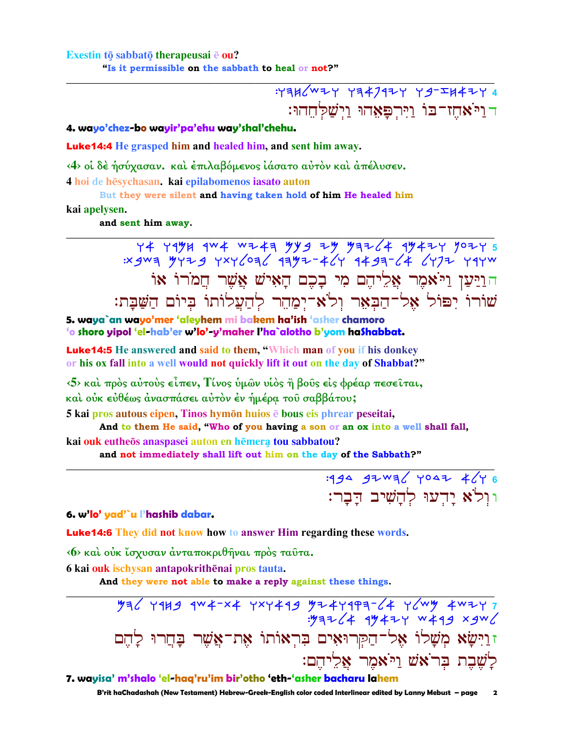Exestin tō sabbatō therapeusai ē ou?

"Is it permissible on the sabbath to heal or not?"

---

:ויאחז-בו וירפאהו וישלחהו 4

דוַיֹּאחֶז-בּוֹ וַיִּרְפָּאֵהוּ וַיְשַׁלְּחֵהוּ:

**4. wayo'chez-bo wayir'pa'ehu way'shal'chehu.**

**Luke14:4 He grasped him and healed him, and sent him away.**

‹4› οἱ δὲ ἡσύχασαν. καὶ ἐπιλαβόμενος ἰάσατο αὐτὸν καὶ ἀπέλυσεν.

4 hoi de hēsychasan. kai epilabomenos iasato auton

But they were silent and having taken hold of him He healed him

kai apelysen.

and sent him away.

---

ויען ויאמר אליהם מי בכם האיש אשר חמרו או 5
שורו יפול אל-הבאר ולא-ימהר להעלותו ביום השבת:

הוַיַּעַן וַיֹּאמֶר אֲלֵיהֶם מִי בָכֶם הָאִישׁ אֲשֶׁר חֲמֹרוֹ אוֹ
שׁוֹרוֹ יִפּוֹל אֶל-הַבְּאֵר וְלֹא-יְמַהֵר לְהַעֲלוֹתוֹ בְּיוֹם הַשַּׁבָּת:

**5. waya`an wayo'mer 'aleyhem mi bakem ha'ish 'asher chamoro 'o shoro yipol 'el-hab'er w'lo'-y'maher l'ha`alotho b'yom haShabbat.**

**Luke14:5 He answered and said to them, "Which man of you if his donkey or his ox fall into a well would not quickly lift it out on the day of Shabbat?"**

‹5› καὶ πρὸς αὐτοὺς εἶπεν, Τίνος ὑμῶν υἱὸς ἢ βοῦς εἰς φρέαρ πεσεῖται, καὶ οὐκ εὐθέως ἀνασπάσει αὐτὸν ἐν ἡμέρᾳ τοῦ σαββάτου;

5 kai pros autous eipen, Tinos hymōn huios ē bous eis phrear peseitai,

And to them He said, "Who of you having a son or an ox into a well shall fall,

kai ouk eutheōs anaspasei auton en hēmerą tou sabbatou?

and not immediately shall lift out him on the day of the Sabbath?"

---

:ולא ידעו להשיב דבר 6

ווְלֹא יָדְעוּ לְהָשִׁיב דָּבָר:

**6. w'lo' yad'`u l'hashib dabar.**

**Luke14:6 They did not know how to answer Him regarding these words.**

‹6› καὶ οὐκ ἴσχυσαν ἀνταποκριθῆναι πρὸς ταῦτα.

6 kai ouk ischysan antapokrithēnai pros tauta.

And they were not able to make a reply against these things.

---

וישא משלו אל-הקרואים בראותו את-אשר בחרו להם 7
:לשבת בראש ויאמר אליהם

זוַיִּשָּׂא מְשָׁלוֹ אֶל-הַקְּרוּאִים בִּרְאוֹתוֹ אֶת-אֲשֶׁר בָּחֲרוּ לָהֶם
לָשֶׁבֶת בְּרֹאשׁ וַיֹּאמֶר אֲלֵיהֶם:

**7. wayisa' m'shalo 'el-haq'ru'im bir'otho 'eth-'asher bacharu lahem**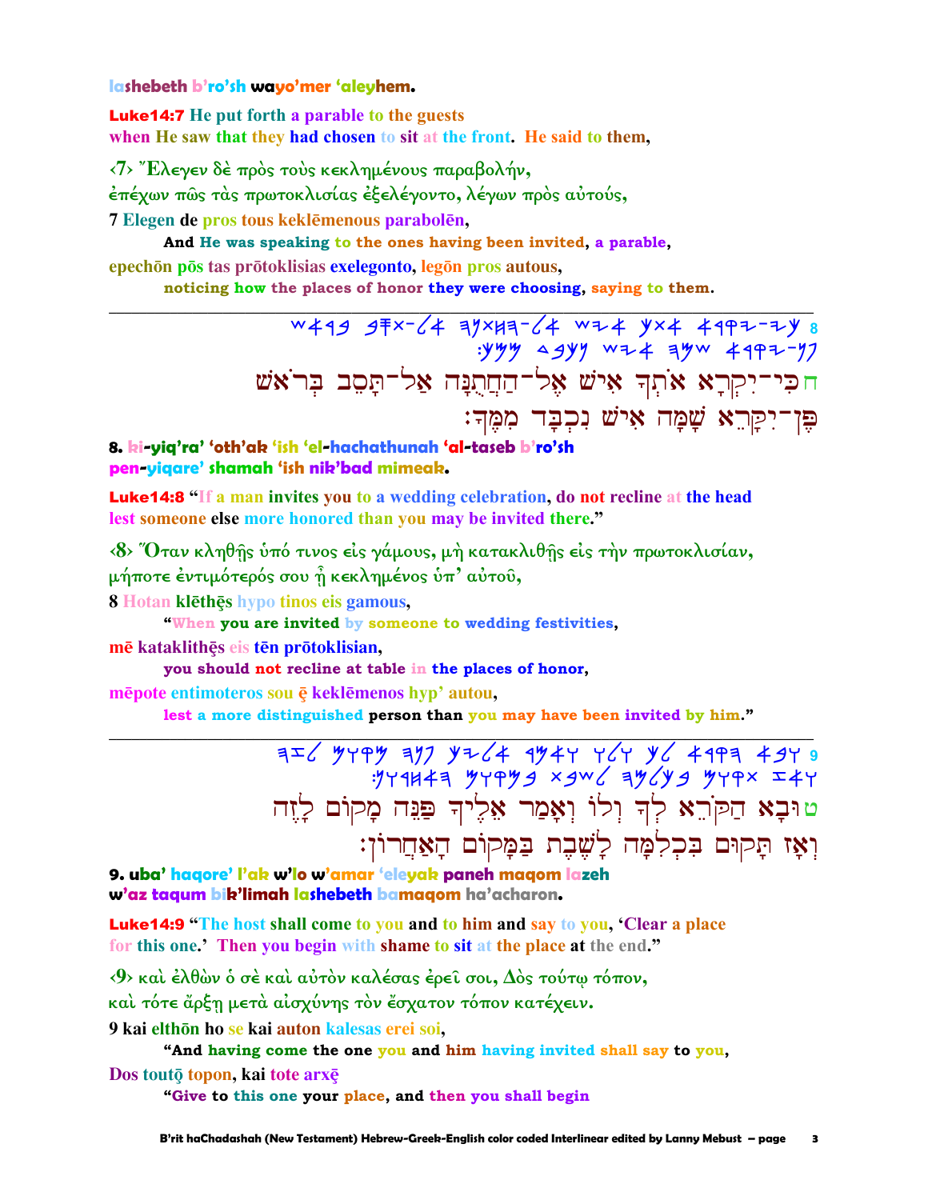lashebeth b'ro'sh wayo'mer 'aleyhem.

**Luke14:7** He put forth a parable to the guests
when He saw that they had chosen to sit at the front. He said to them,

‹7› Ἔλεγεν δὲ πρὸς τοὺς κεκλημένους παραβολήν,
ἐπέχων πῶς τὰς πρωτοκλισίας ἐξελέγοντο, λέγων πρὸς αὐτούς,

7 Elegen de pros tous keklēmenous parabolēn,
**And He was speaking to the ones having been invited, a parable,**
epechōn pōs tas prōtoklisias exelegonto, legōn pros autous,
**noticing how the places of honor they were choosing, saying to them.**

---

8 כי־יקרא אתך איש אל־החתנה אל־תסב בראש
פן־יקרא שמה איש נכבד ממך:

ח כִּי־יִקְרָא אֹתְךָ אִישׁ אֶל־הַחֲתֻנָּה אַל־תָּסֵב בְּרֹאשׁ
פֶּן־יִקָּרֵא שָׁמָּה אִישׁ נִכְבָּד מִמֶּךָּ:

**8. ki-yiq'ra' 'oth'ak 'ish 'el-hachathunah 'al-taseb b'ro'sh
pen-yiqare' shamah 'ish nik'bad mimeak.**

**Luke14:8** "If a man invites you to a wedding celebration, do not recline at the head
lest someone else more honored than you may be invited there."

‹8› Ὅταν κληθῇς ὑπό τινος εἰς γάμους, μὴ κατακλιθῇς εἰς τὴν πρωτοκλισίαν,
μήποτε ἐντιμότερός σου ᾖ κεκλημένος ὑπ' αὐτοῦ,

8 Hotan klēthēs hypo tinos eis gamous,
**"When you are invited by someone to wedding festivities,**
mē kataklithēs eis tēn prōtoklisian,
**you should not recline at table in the places of honor,**
mēpote entimoteros sou ē keklēmenos hyp' autou,
**lest a more distinguished person than you may have been invited by him."**

---

9 ובא הקרא לך ולו ואמר אליך פנה מקום לזה
ואז תקום בכלמה לשבת במקום האחרון:

ט וּבָא הַקֹּרֵא לְךָ וְלוֹ וְאָמַר אֵלֶיךָ פַּנֵּה מָקוֹם לָזֶה
וְאָז תָּקוּם בִּכְלִמָּה לָשֶׁבֶת בַּמָּקוֹם הָאַחֲרוֹן:

**9. uba' haqore' l'ak w'lo w'amar 'eleyak paneh maqom lazeh
w'az taqum bik'limah lashebeth bamaqom ha'acharon.**

**Luke14:9** "The host shall come to you and to him and say to you, 'Clear a place
for this one.' Then you begin with shame to sit at the place at the end."

‹9› καὶ ἐλθὼν ὁ σὲ καὶ αὐτὸν καλέσας ἐρεῖ σοι, Δὸς τούτῳ τόπον,
καὶ τότε ἄρξῃ μετὰ αἰσχύνης τὸν ἔσχατον τόπον κατέχειν.

9 kai elthōn ho se kai auton kalesas erei soi,
**"And having come the one you and him having invited shall say to you,**
Dos toutō topon, kai tote arxē
**"Give to this one your place, and then you shall begin**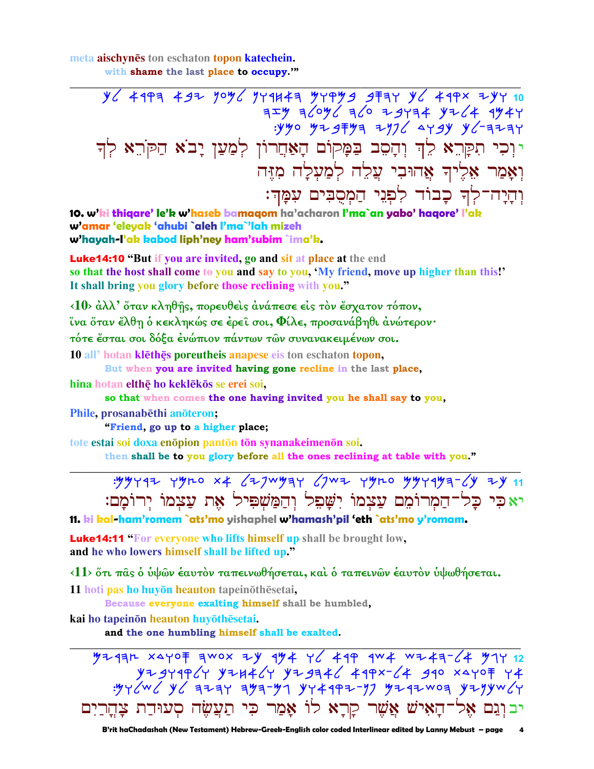meta aischynēs ton eschaton topon katechein.
with shame the last place to occupy.'"

---

10 וְכִי תִקָּרֵא לְךָ וְהָסֵב בַּמָּקוֹם הָאַחֲרוֹן לְמַעַן יָבֹא הַקֹּרֵא לְךָ וְאָמַר אֵלֶיךָ אֲהוּבִי עֲלֵה לְמַעְלָה מִזֶּה וְהָיָה־לְּךָ כָּבוֹד לִפְנֵי הַמְסֻבִּים עִמָּךְ׃

י וְכִי תִקָּרֵא לְךָ וְהָסֵב בַּמָּקוֹם הָאַחֲרוֹן לְמַעַן יָבֹא הַקֹּרֵא לְךָ
וְאָמַר אֵלֶיךָ אֲהוּבִי עֲלֵה לְמַעְלָה מִזֶּה
וְהָיָה־לְּךָ כָּבוֹד לִפְנֵי הַמְסֻבִּים עִמָּךְ׃

**10. w'ki thiqare' le'k w'haseb bamaqom ha'acharon l'ma`an yabo' haqore' l'ak w'amar 'eleyak 'ahubi `aleh l'ma`'lah mizeh w'hayah-l'ak kabod liph'ney ham'subim `ima'k.**

**Luke14:10** "But if you are invited, go and sit at place at the end so that the host shall come to you and say to you, 'My friend, move up higher than this!' It shall bring you glory before those reclining with you."

‹10› ἀλλ' ὅταν κληθῇς, πορευθεὶς ἀνάπεσε εἰς τὸν ἔσχατον τόπον, ἵνα ὅταν ἔλθῃ ὁ κεκληκώς σε ἐρεῖ σοι, Φίλε, προσανάβηθι ἀνώτερον· τότε ἔσται σοι δόξα ἐνώπιον πάντων τῶν συνανακειμένων σοι.

10 all' hotan klēthēs poreutheis anapese eis ton eschaton topon,
**But when you are invited having gone recline in the last place,**

hina hotan elthē ho keklēkōs se erei soi,
**so that when comes the one having invited you he shall say to you,**

Phile, prosanabēthi anōteron;
**"Friend, go up to a higher place;**

tote estai soi doxa enōpion pantōn tōn synanakeimenōn soi.
**then shall be to you glory before all the ones reclining at table with you."**

---

11 כִּי כָל־הַמְרוֹמֵם עַצְמוֹ יִשָּׁפֵל וְהַמַּשְׁפִּיל אֶת עַצְמוֹ יְרוֹמָם׃

יא כִּי כָל־הַמְרוֹמֵם עַצְמוֹ יִשָּׁפֵל וְהַמַּשְׁפִּיל אֶת עַצְמוֹ יְרוֹמָם׃

**11. ki kal-ham'romem `ats'mo yishaphel w'hamash'pil 'eth `ats'mo y'romam.**

**Luke14:11** "For everyone who lifts himself up shall be brought low, and he who lowers himself shall be lifted up."

‹11› ὅτι πᾶς ὁ ὑψῶν ἑαυτὸν ταπεινωθήσεται, καὶ ὁ ταπεινῶν ἑαυτὸν ὑψωθήσεται.

11 hoti pas ho huyōn heauton tapeinōthēsetai,
**Because everyone exalting himself shall be humbled,**

kai ho tapeinōn heauton huyōthēsetai.
**and the one humbling himself shall be exalted.**

---

12 וְגַם אֶל־הָאִישׁ אֲשֶׁר קָרָא לוֹ אָמַר כִּי תַעֲשֶׂה סְעוּדַת צָהֳרַיִם אוֹ סְעוּדַת עֶרֶב אַל־תִּקְרָא לְאֹהֲבֶיךָ וּלְאַחֶיךָ וּלְקְרוֹבֶיךָ גַּם־הֵם יִקְרְאוּךָ וְהָיָה לְךָ לְשִׁלּוּמִים׃

יב וְגַם אֶל־הָאִישׁ אֲשֶׁר קָרָא לוֹ אָמַר כִּי תַעֲשֶׂה סְעוּדַת צָהֳרַיִם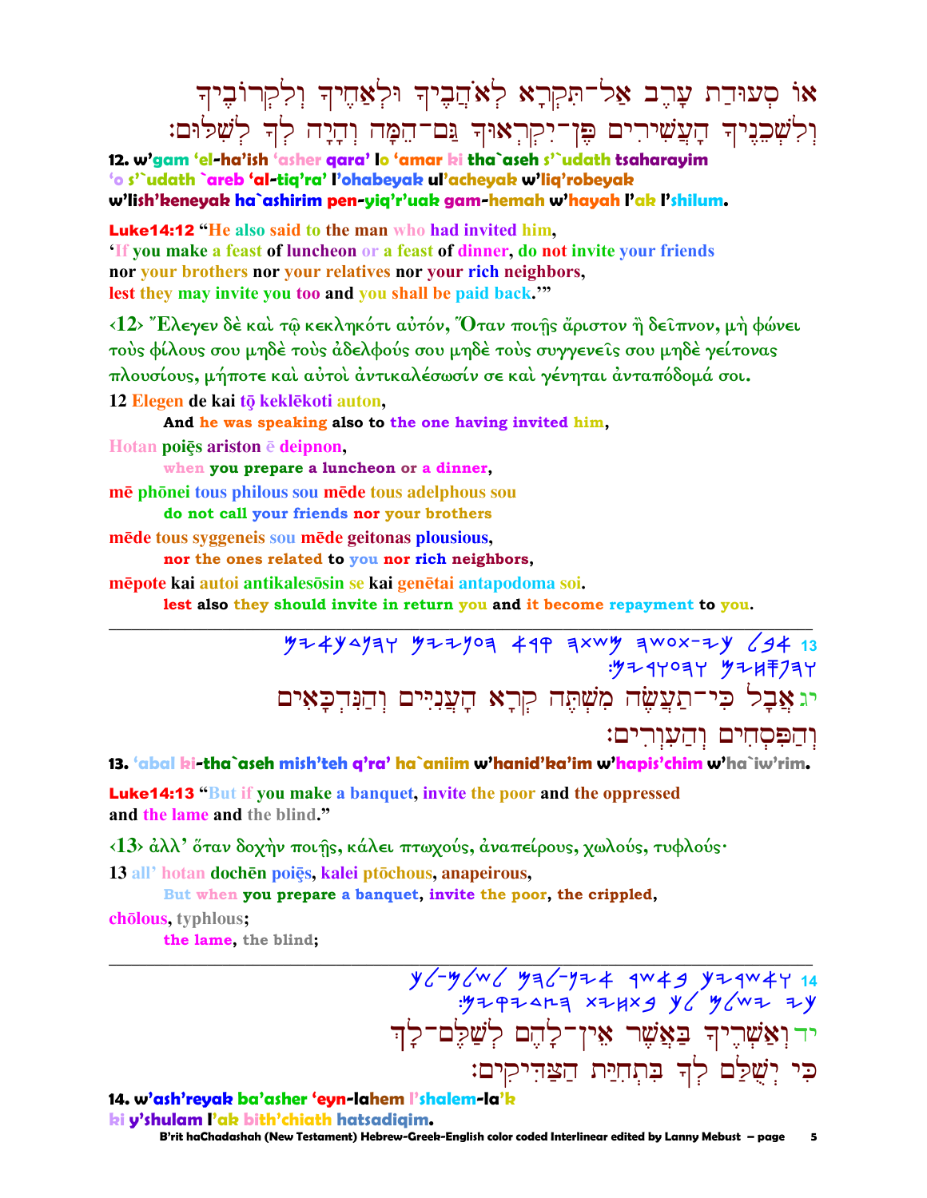אוֹ סְעוּדַת עֶרֶב אַל־תִּקְרָא לְאֹהֲבֶיךָ וּלְאַחֶיךָ וְלִקְרוֹבֶיךָ
וְלִשְׁכֵנֶיךָ הָעֲשִׁירִים פֶּן־יִקְרָאוּךָ גַּם־הֵמָּה וְהָיָה לְךָ לְשִׁלּוּם׃

**12. w'gam 'el-ha'ish 'asher qara' lo 'amar ki tha`aseh s'`udath tsaharayim 'o s'`udath `areb 'al-tiq'ra' l'ohabeyak ul'acheyak w'liq'robeyak w'lish'keneyak ha`ashirim pen-yiq'r'uak gam-hemah w'hayah l'ak l'shilum.**

**Luke14:12** "He also said to the man who had invited him, 'If you make a feast of luncheon or a feast of dinner, do not invite your friends nor your brothers nor your relatives nor your rich neighbors, lest they may invite you too and you shall be paid back.'"

‹12› Ἔλεγεν δὲ καὶ τῷ κεκληκότι αὐτόν, Ὅταν ποιῇς ἄριστον ἢ δεῖπνον, μὴ φώνει τοὺς φίλους σου μηδὲ τοὺς ἀδελφούς σου μηδὲ τοὺς συγγενεῖς σου μηδὲ γείτονας πλουσίους, μήποτε καὶ αὐτοὶ ἀντικαλέσωσίν σε καὶ γένηται ἀνταπόδομά σοι.

12 Elegen de kai tō keklēkoti auton,
: **And he was speaking also to the one having invited him,**

Hotan poiēs ariston ē deipnon,
: **when you prepare a luncheon or a dinner,**

mē phōnei tous philous sou mēde tous adelphous sou
: **do not call your friends nor your brothers**

mēde tous syggeneis sou mēde geitonas plousious,
: **nor the ones related to you nor rich neighbors,**

mēpote kai autoi antikalesōsin se kai genētai antapodoma soi.
: **lest also they should invite in return you and it become repayment to you.**

---

13 אֲבָל כִּי־תַעֲשֶׂה מִשְׁתֶּה קְרָא הָעֲנִיִּים וְהַנִּדְכָּאִים וְהַפִּסְחִים וְהַעִוְרִים׃

**13. 'abal ki-tha`aseh mish'teh q'ra' ha`aniim w'hanid'ka'im w'hapis'chim w'ha`iw'rim.**

**Luke14:13** "But if you make a banquet, invite the poor and the oppressed and the lame and the blind."

‹13› ἀλλ' ὅταν δοχὴν ποιῇς, κάλει πτωχούς, ἀναπείρους, χωλούς, τυφλούς·

13 all' hotan dochēn poiēs, kalei ptōchous, anapeirous,
: **But when you prepare a banquet, invite the poor, the crippled,**

chōlous, typhlous;
: **the lame, the blind;**

---

14 וְאַשְׁרֶיךָ בַּאֲשֶׁר אֵין־לָהֶם לְשַׁלֶּם־לָךְ
כִּי יְשֻׁלַּם לְךָ בִּתְחִיַּת הַצַּדִּיקִים׃

**14. w'ash'reyak ba'asher 'eyn-lahem l'shalem-la'k ki y'shulam l'ak bith'chiath hatsadiqim.**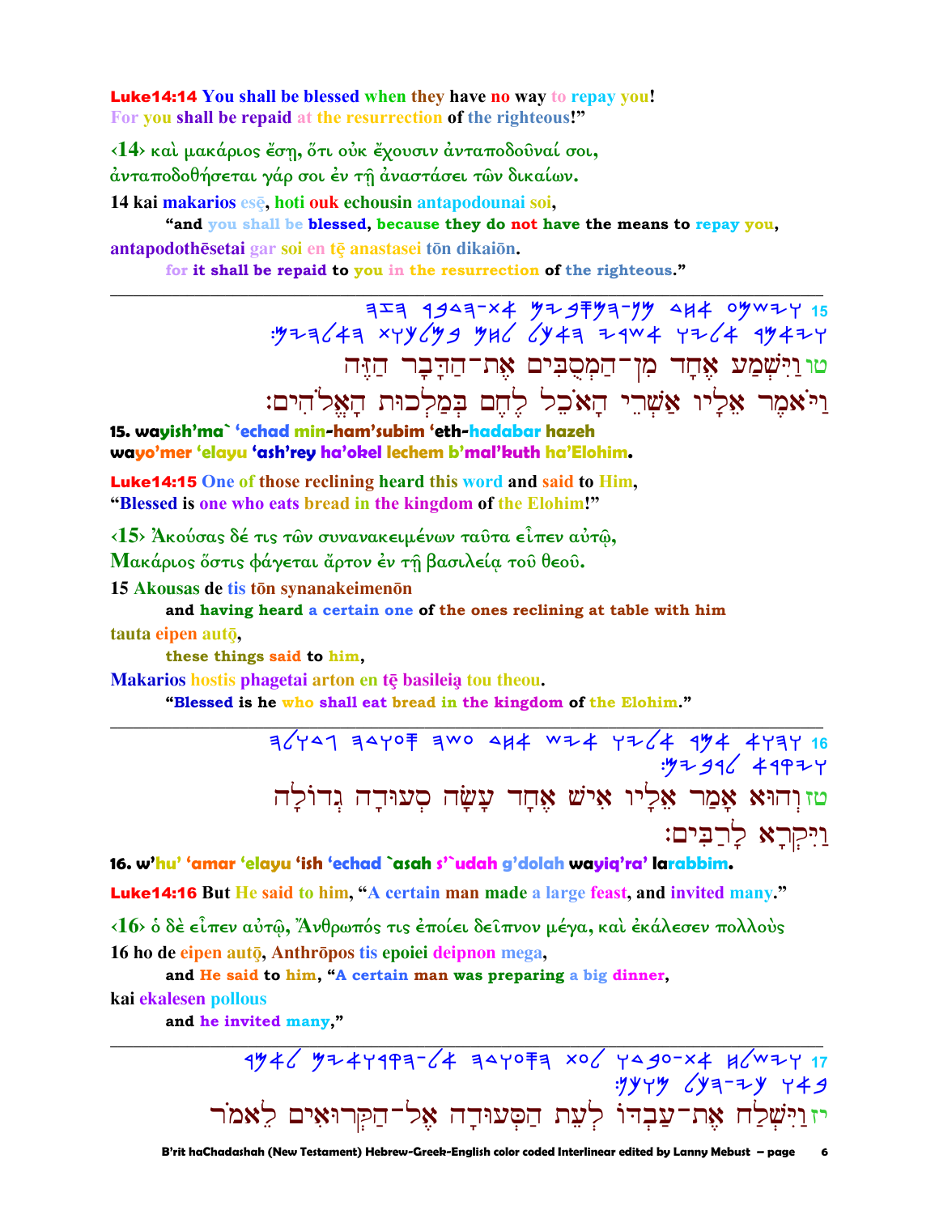**Luke14:14** You shall be blessed when they have no way to repay you! For you shall be repaid at the resurrection of the righteous!"

‹14› καὶ μακάριος ἔσῃ, ὅτι οὐκ ἔχουσιν ἀνταποδοῦναί σοι, ἀνταποδοθήσεται γάρ σοι ἐν τῇ ἀναστάσει τῶν δικαίων.

14 kai makarios esē, hoti ouk echousin antapodounai soi,
"and you shall be blessed, because they do not have the means to repay you,
antapodothēsetai gar soi en tē anastasei tōn dikaiōn.
for it shall be repaid to you in the resurrection of the righteous."

---

טו וַיִּשְׁמַע אֶחָד מִן־הַמְסֻבִּים אֶת־הַדָּבָר הַזֶּה
וַיֹּאמֶר אֵלָיו אַשְׁרֵי הָאֹכֵל לֶחֶם בְּמַלְכוּת הָאֱלֹהִים׃

**15. wayish'ma` 'echad min-ham'subim 'eth-hadabar hazeh wayo'mer 'elayu 'ash'rey ha'okel lechem b'mal'kuth ha'Elohim.**

**Luke14:15** One of those reclining heard this word and said to Him, "Blessed is one who eats bread in the kingdom of the Elohim!"

‹15› Ἀκούσας δέ τις τῶν συνανακειμένων ταῦτα εἶπεν αὐτῷ, Μακάριος ὅστις φάγεται ἄρτον ἐν τῇ βασιλείᾳ τοῦ θεοῦ.

15 Akousas de tis tōn synanakeimenōn
and having heard a certain one of the ones reclining at table with him
tauta eipen autō,
these things said to him,
Makarios hostis phagetai arton en tē basileia tou theou.
"Blessed is he who shall eat bread in the kingdom of the Elohim."

---

טז וְהוּא אָמַר אֵלָיו אִישׁ אֶחָד עָשָׂה סְעוּדָה גְדוֹלָה
וַיִּקְרָא לָרַבִּים׃

**16. w'hu' 'amar 'elayu 'ish 'echad `asah s'`udah g'dolah wayiq'ra' larabbim.**

**Luke14:16** But He said to him, "A certain man made a large feast, and invited many."

‹16› ὁ δὲ εἶπεν αὐτῷ, Ἄνθρωπός τις ἐποίει δεῖπνον μέγα, καὶ ἐκάλεσεν πολλοὺς

16 ho de eipen autō, Anthrōpos tis epoiei deipnon mega,
and He said to him, "A certain man was preparing a big dinner,
kai ekalesen pollous
and he invited many,"

---

יז וַיִּשְׁלַח אֶת־עַבְדּוֹ לְעֵת הַסְּעוּדָה אֶל־הַקְּרוּאִים לֵאמֹר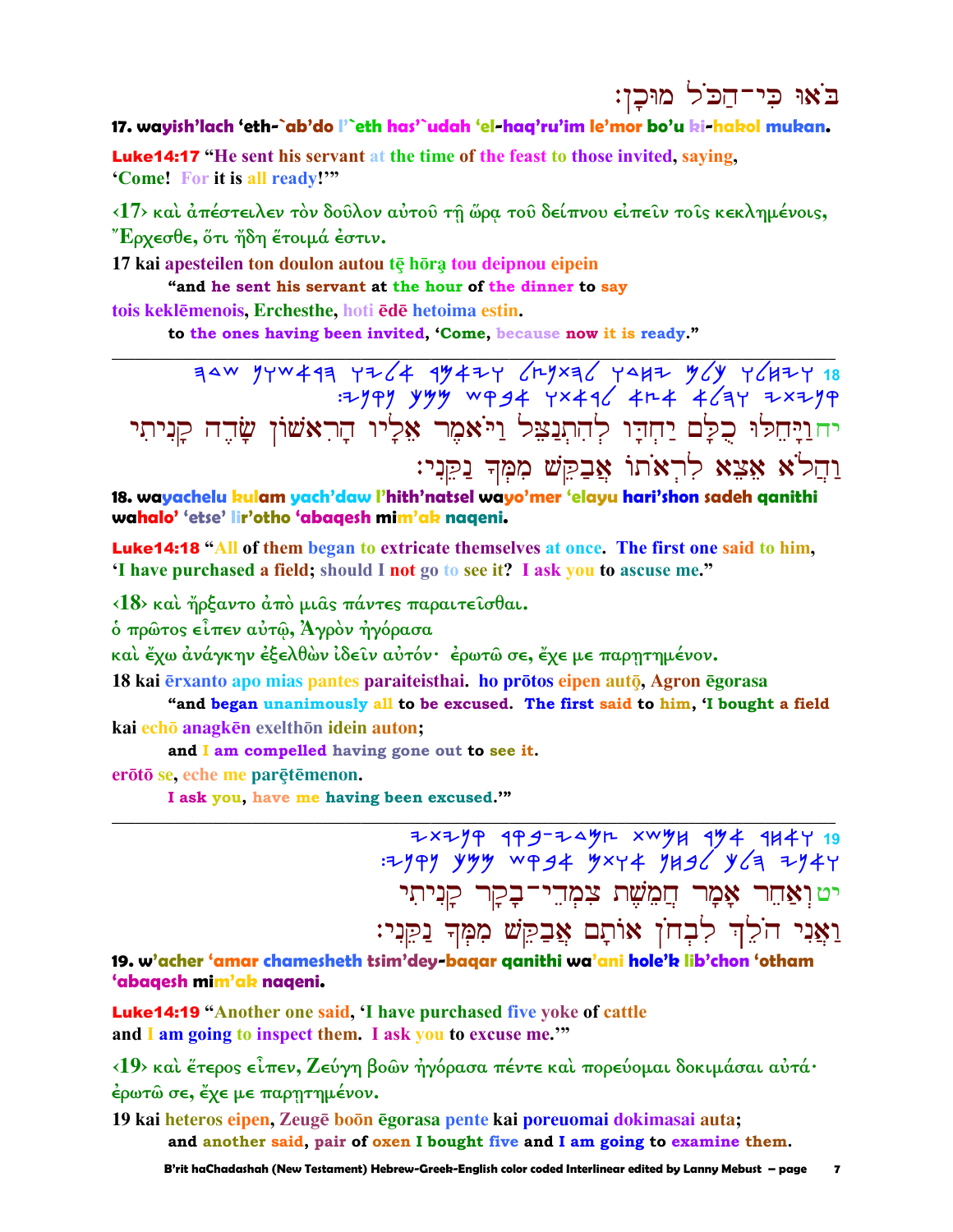בֹּאוּ כִּי־הַכֹּל מוּכָן׃

**17. wayish'lach 'eth-`ab'do l'`eth has'`udah 'el-haq'ru'im le'mor bo'u ki-hakol mukan.**

**Luke14:17** "He sent his servant at the time of the feast to those invited, saying, 'Come! For it is all ready!'"

‹17› καὶ ἀπέστειλεν τὸν δοῦλον αὐτοῦ τῇ ὥρᾳ τοῦ δείπνου εἰπεῖν τοῖς κεκλημένοις, Ἔρχεσθε, ὅτι ἤδη ἕτοιμά ἐστιν.

**17 kai apesteilen ton doulon autou tē hōra̧ tou deipnou eipein**

**"and he sent his servant at the hour of the dinner to say**

**tois keklēmenois, Erchesthe, hoti ēdē hetoima estin.**

**to the ones having been invited, 'Come, because now it is ready."**

---

18 ויחלו כלם יחדו להתנצל ויאמר אליו הראשון שדה קניתי והלא אצא לראתו אבקש ממך נקני׃

יח וַיָּחֵלּוּ כֻלָּם יַחְדָּו לְהִתְנַצֵּל וַיֹּאמֶר אֵלָיו הָרִאשׁוֹן שָׂדֶה קָנִיתִי וַהֲלֹא אֵצֵא לִרְאֹתוֹ אֲבַקֵּשׁ מִמְּךָ נַקֵּנִי׃

**18. wayachelu kulam yach'daw l'hith'natsel wayo'mer 'elayu hari'shon sadeh qanithi wahalo' 'etse' lir'otho 'abaqesh mim'ak naqeni.**

**Luke14:18** "All of them began to extricate themselves at once. The first one said to him, 'I have purchased a field; should I not go to see it? I ask you to ascuse me.'"

‹18› καὶ ἤρξαντο ἀπὸ μιᾶς πάντες παραιτεῖσθαι. ὁ πρῶτος εἶπεν αὐτῷ, Ἀγρὸν ἠγόρασα καὶ ἔχω ἀνάγκην ἐξελθὼν ἰδεῖν αὐτόν· ἐρωτῶ σε, ἔχε με παρῃτημένον.

**18 kai ērxanto apo mias pantes paraiteisthai. ho prōtos eipen autō̧, Agron ēgorasa**

**"and began unanimously all to be excused. The first said to him, 'I bought a field**

**kai echō anagkēn exelthōn idein auton;**

**and I am compelled having gone out to see it.**

**erōtō se, eche me parētēmenon.**

**I ask you, have me having been excused.'"**

---

19 ואחר אמר חמשת צמדי־בקר קניתי ואני הלך לבחן אותם אבקש ממך נקני׃

יט וְאַחֵר אָמַר חֲמֵשֶׁת צִמְדֵי־בָקָר קָנִיתִי וַאֲנִי הֹלֵךְ לִבְחֹן אוֹתָם אֲבַקֵּשׁ מִמְּךָ נַקֵּנִי׃

**19. w'acher 'amar chamesheth tsim'dey-baqar qanithi wa'ani hole'k lib'chon 'otham 'abaqesh mim'ak naqeni.**

**Luke14:19** "Another one said, 'I have purchased five yoke of cattle and I am going to inspect them. I ask you to excuse me.'"

‹19› καὶ ἕτερος εἶπεν, Ζεύγη βοῶν ἠγόρασα πέντε καὶ πορεύομαι δοκιμάσαι αὐτά· ἐρωτῶ σε, ἔχε με παρῃτημένον.

**19 kai heteros eipen, Zeugē boōn ēgorasa pente kai poreuomai dokimasai auta;**

**and another said, pair of oxen I bought five and I am going to examine them.**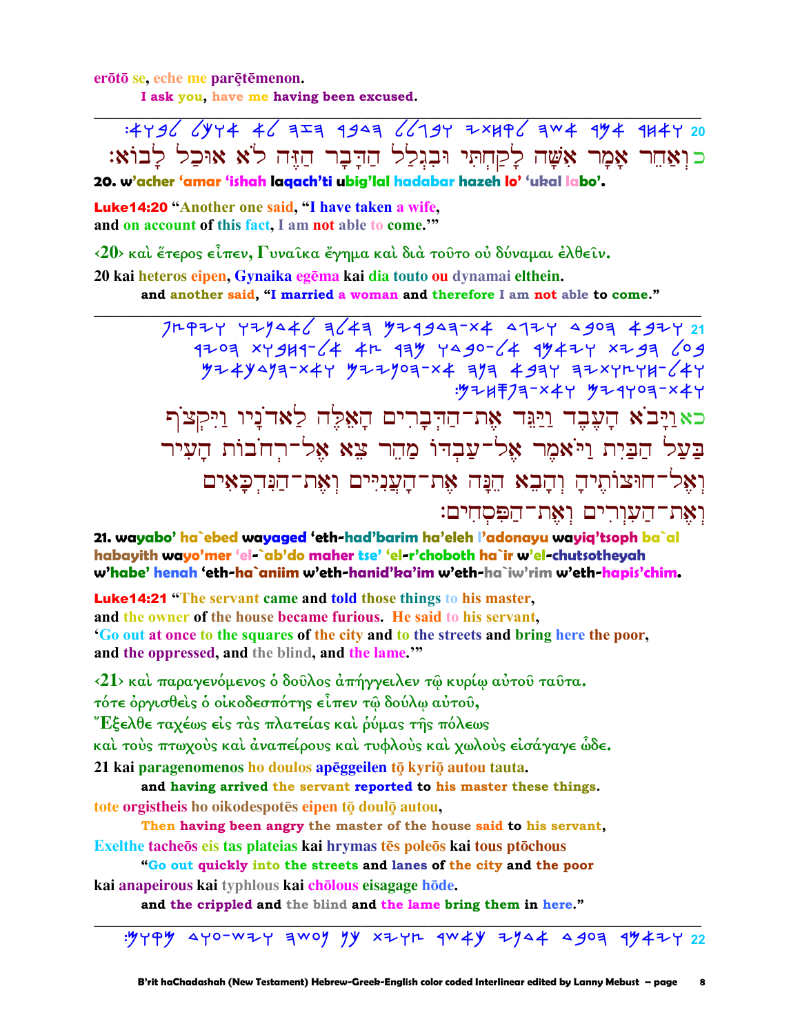erōtō se, eche me parētēmenon.

I ask you, have me having been excused.

---

:4Y96 6YY4 46 3I3 9943 66194 IXH96 3W4 9Y4 9H4Y 20

כ וְאַחֵר אָמַר אִשָּׁה לָקַחְתִּי וּבִגְלַל הַדָּבָר הַזֶּה לֹא אוּכַל לָבוֹא׃

**20. w'acher 'amar 'ishah laqach'ti ubig'lal hadabar hazeh lo' 'ukal labo'.**

**Luke14:20** "Another one said, "I have taken a wife, and on account of this fact, I am not able to come.'"

‹20› καὶ ἕτερος εἶπεν, Γυναῖκα ἔγημα καὶ διὰ τοῦτο οὐ δύναμαι ἐλθεῖν.

20 kai heteros eipen, Gynaika egēma kai dia touto ou dynamai elthein.

and another said, "I married a woman and therefore I am not able to come."

---

כא וַיָּבֹא הָעֶבֶד וַיַּגֵּד אֶת־הַדְּבָרִים הָאֵלֶּה לַאדֹנָיו וַיִּקְצֹף בַּעַל הַבַּיִת וַיֹּאמֶר אֶל־עַבְדּוֹ מַהֵר צֵא אֶל־רְחֹבוֹת הָעִיר וְאֶל־חוּצוֹתֶיהָ וְהָבֵא הֵנָּה אֶת־הָעֲנִיִּים וְאֶת־הַנִּדְכָּאִים וְאֶת־הָעִוְרִים וְאֶת־הַפִּסְחִים׃

**21. wayabo' ha`ebed wayaged 'eth-had'barim ha'eleh l'adonayu wayiq'tsoph ba`al habayith wayo'mer 'el-`ab'do maher tse' 'el-r'choboth ha`ir w'el-chutsotheyah w'habe' henah 'eth-ha`aniim w'eth-hanid'ka'im w'eth-ha`iw'rim w'eth-hapis'chim.**

**Luke14:21** "The servant came and told those things to his master, and the owner of the house became furious. He said to his servant, 'Go out at once to the squares of the city and to the streets and bring here the poor, and the oppressed, and the blind, and the lame.'"

‹21› καὶ παραγενόμενος ὁ δοῦλος ἀπήγγειλεν τῷ κυρίῳ αὐτοῦ ταῦτα. τότε ὀργισθεὶς ὁ οἰκοδεσπότης εἶπεν τῷ δούλῳ αὐτοῦ, Ἔξελθε ταχέως εἰς τὰς πλατείας καὶ ῥύμας τῆς πόλεως καὶ τοὺς πτωχοὺς καὶ ἀναπείρους καὶ τυφλοὺς καὶ χωλοὺς εἰσάγαγε ὧδε.

21 kai paragenomenos ho doulos apēggeilen tō kyriō autou tauta.

and having arrived the servant reported to his master these things.

tote orgistheis ho oikodespotēs eipen tō doulō autou,

Then having been angry the master of the house said to his servant,

Exelthe tacheōs eis tas plateias kai hrymas tēs poleōs kai tous ptōchous

"Go out quickly into the streets and lanes of the city and the poor

kai anapeirous kai typhlous kai chōlous eisagage hōde.

and the crippled and the blind and the lame bring them in here."

---

22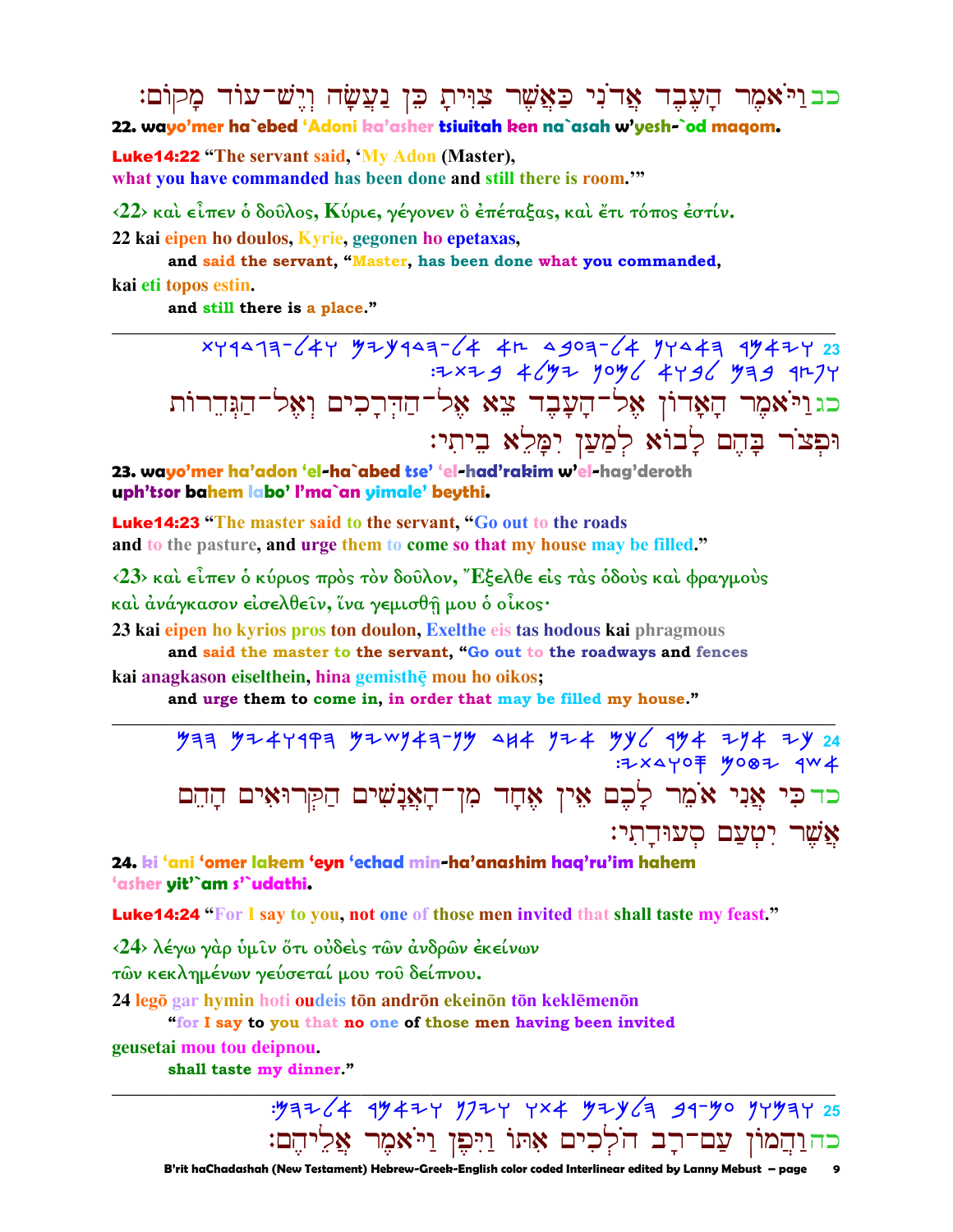כבוַיֹּאמֶר הָעֶבֶד אֲדֹנִי כַּאֲשֶׁר צִוִּיתָ כֵּן נַעֲשָׂה וְיֶשׁ־עוֹד מָקוֹם׃

**22. wayo'mer ha`ebed 'Adoni ka'asher tsiuitah ken na`asah w'yesh-`od maqom.**

**Luke14:22** "The servant said, 'My Adon (Master), what you have commanded has been done and still there is room.'"

‹22› καὶ εἶπεν ὁ δοῦλος, Κύριε, γέγονεν ὃ ἐπέταξας, καὶ ἔτι τόπος ἐστίν.

22 kai eipen ho doulos, Kyrie, gegonen ho epetaxas,
**and said the servant, "Master, has been done what you commanded,**
kai eti topos estin.
**and still there is a place."**

---

23 ×Y9△7ヨ-C4Y ㄗ⊐Y9△ヨ-C4 4ⲏ △9Oヨ-C4 ㄗY△4ヨ 9ㄗ4⊐Y
:⊐×⊐9 4Cㄗ⊐ ㄗOㄗC 4Y9C ㄗヨ9 9ⲏㄗY

כגוַיֹּאמֶר הָאָדוֹן אֶל־הָעֶבֶד צֵא אֶל־הַדְּרָכִים וְאֶל־הַגְּדֵרוֹת וּפְצֹר בָּהֶם לָבוֹא לְמַעַן יִמָּלֵא בֵיתִי׃

**23. wayo'mer ha'adon 'el-ha`abed tse' 'el-had'rakim w'el-hag'deroth uph'tsor bahem labo' l'ma`an yimale' beythi.**

**Luke14:23** "The master said to the servant, "Go out to the roads and to the pasture, and urge them to come so that my house may be filled."

‹23› καὶ εἶπεν ὁ κύριος πρὸς τὸν δοῦλον, Ἔξελθε εἰς τὰς ὁδοὺς καὶ φραγμοὺς καὶ ἀνάγκασον εἰσελθεῖν, ἵνα γεμισθῇ μου ὁ οἶκος·

23 kai eipen ho kyrios pros ton doulon, Exelthe eis tas hodous kai phragmous
**and said the master to the servant, "Go out to the roadways and fences**
kai anagkason eiselthein, hina gemisthē mou ho oikos;
**and urge them to come in, in order that may be filled my house."**

---

24 ㄗヨヨ ㄗ⊐4Y9Pヨ ㄗ⊐W4ヨ-ㄗㄗ △ⲏ4 ㄗ⊐4 ㄗㄗC 9ㄗ4 ⊐ㄗ4 ⊐ㄗ
:⊐×△YO≢ ㄗO⊗⊐ 9W4

כדכִּי אֲנִי אֹמֵר לָכֶם אֵין אֶחָד מִן־הָאֲנָשִׁים הַקְּרוּאִים הָהֵם אֲשֶׁר יִטְעַם סְעוּדָתִי׃

**24. ki 'ani 'omer lakem 'eyn 'echad min-ha'anashim haq'ru'im hahem 'asher yit'`am s'`udathi.**

**Luke14:24** "For I say to you, not one of those men invited that shall taste my feast."

‹24› λέγω γὰρ ὑμῖν ὅτι οὐδεὶς τῶν ἀνδρῶν ἐκείνων τῶν κεκλημένων γεύσεταί μου τοῦ δείπνου.

24 legō gar hymin hoti oudeis tōn andrōn ekeinōn tōn keklēmenōn
**"for I say to you that no one of those men having been invited**
geusetai mou tou deipnou.
**shall taste my dinner."**

---

25 :ㄗヨ⊐C4 9ㄗ4⊐Y ㄗ⊐⊐Y Y×4 ㄗ⊐ㄗCヨ 99-ㄗO ㄗYㄗヨY

כהוְהָמוֹן עַם־רַב הֹלְכִים אִתּוֹ וַיִּפֶן וַיֹּאמֶר אֲלֵיהֶם׃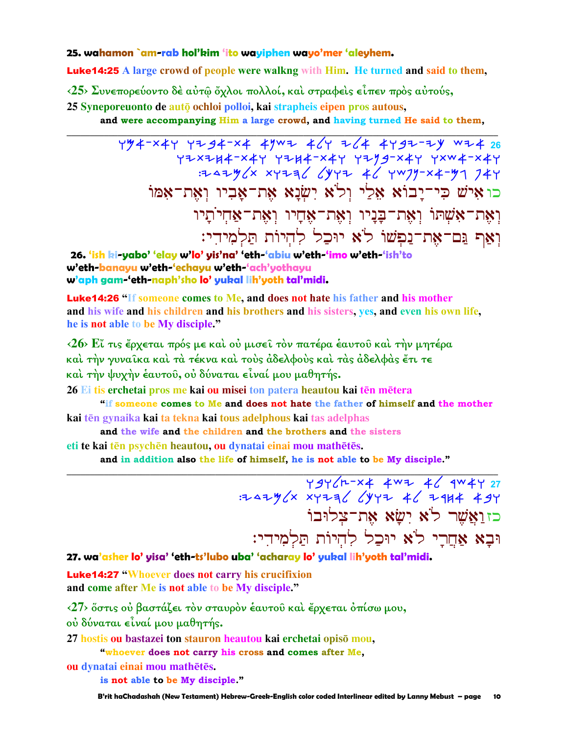**25. wahamon `am-rab hol'kim 'ito wayiphen wayo'mer 'aleyhem.**

**Luke14:25** A large crowd of people were walkng with Him. He turned and said to them,

‹25› Συνεπορεύοντο δὲ αὐτῷ ὄχλοι πολλοί, καὶ στραφεὶς εἶπεν πρὸς αὐτούς,

25 Syneporeuonto de autō ochloi polloi, kai strapheis eipen pros autous,

**and were accompanying Him a large crowd, and having turned He said to them,**

---

26 כו אִישׁ כִּי־יָבוֹא אֵלַי וְלֹא יִשְׂנָא אֶת־אָבִיו וְאֶת־אִמּוֹ
וְאֶת־אִשְׁתּוֹ וְאֶת־בָּנָיו וְאֶת־אֶחָיו וְאֶת־אַחְיֹתָיו
וְאַף גַּם־אֶת־נַפְשׁוֹ לֹא יוּכַל לִהְיוֹת תַּלְמִידִי׃

**26. 'ish ki-yabo' 'elay w'lo' yis'na' 'eth-'abiu w'eth-'imo w'eth-'ish'to w'eth-banayu w'eth-'echayu w'eth-'ach'yothayu w'aph gam-'eth-naph'sho lo' yukal lih'yoth tal'midi.**

**Luke14:26** "If someone comes to Me, and does not hate his father and his mother and his wife and his children and his brothers and his sisters, yes, and even his own life, he is not able to be My disciple."

‹26› Εἴ τις ἔρχεται πρός με καὶ οὐ μισεῖ τὸν πατέρα ἑαυτοῦ καὶ τὴν μητέρα καὶ τὴν γυναῖκα καὶ τὰ τέκνα καὶ τοὺς ἀδελφοὺς καὶ τὰς ἀδελφὰς ἔτι τε καὶ τὴν ψυχὴν ἑαυτοῦ, οὐ δύναται εἶναί μου μαθητής.

26 Ei tis erchetai pros me kai ou misei ton patera heautou kai tēn mētera

**"if someone comes to Me and does not hate the father of himself and the mother**

kai tēn gynaika kai ta tekna kai tous adelphous kai tas adelphas

**and the wife and the children and the brothers and the sisters**

eti te kai tēn psychēn heautou, ou dynatai einai mou mathētēs.

**and in addition also the life of himself, he is not able to be My disciple."**

---

27 כז וַאֲשֶׁר לֹא יִשָּׂא אֶת־צְלוּבוֹ
וּבָא אַחֲרַי לֹא יוּכַל לִהְיוֹת תַּלְמִידִי׃

**27. wa'asher lo' yisa' 'eth-ts'lubo uba' 'acharay lo' yukal lih'yoth tal'midi.**

**Luke14:27** "Whoever does not carry his crucifixion and come after Me is not able to be My disciple."

‹27› ὅστις οὐ βαστάζει τὸν σταυρὸν ἑαυτοῦ καὶ ἔρχεται ὀπίσω μου, οὐ δύναται εἶναί μου μαθητής.

27 hostis ou bastazei ton stauron heautou kai erchetai opisō mou,

**"whoever does not carry his cross and comes after Me,**

ou dynatai einai mou mathētēs.

**is not able to be My disciple."**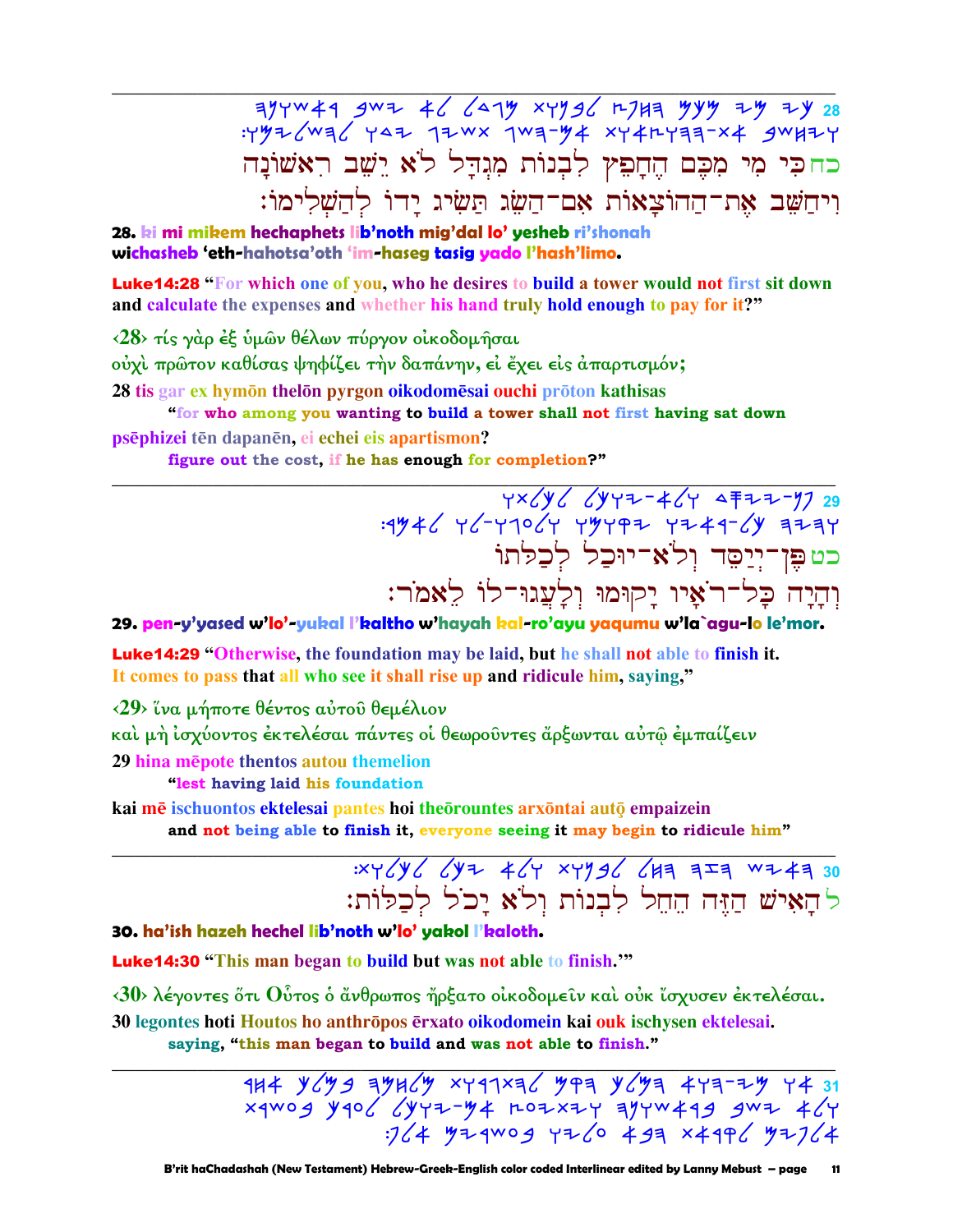כחכִּי מִי מִכֶּם הֶחָפֵץ לִבְנוֹת מִגְדָּל לֹא יֵשֵׁב רִאשֹׁנָה וִיחַשֵּׁב אֶת־הַהוֹצָאוֹת אִם־הַשֵּׂג תַּשִּׂיג יָדוֹ לְהַשְׁלִימוֹ׃

**28. ki mi mikem hechaphets lib'noth mig'dal lo' yesheb ri'shonah wichasheb 'eth-hahotsa'oth 'im-haseg tasig yado l'hash'limo.**

**Luke14:28 "For which one of you, who he desires to build a tower would not first sit down and calculate the expenses and whether his hand truly hold enough to pay for it?"**

‹28› τίς γὰρ ἐξ ὑμῶν θέλων πύργον οἰκοδομῆσαι οὐχὶ πρῶτον καθίσας ψηφίζει τὴν δαπάνην, εἰ ἔχει εἰς ἀπαρτισμόν;

**28 tis gar ex hymōn thelōn pyrgon oikodomēsai ouchi prōton kathisas**
**"for who among you wanting to build a tower shall not first having sat down**
**psēphizei tēn dapanēn, ei echei eis apartismon?**
**figure out the cost, if he has enough for completion?"**

---

כטפֶּן־יְיֻסַּד וְלֹא־יוּכַל לְכַלֹּתוֹ וְהָיָה כָל־רֹאָיו יָקוּמוּ וְלָעֲגוּ־לוֹ לֵאמֹר׃

**29. pen-y'yased w'lo'-yukal l'kaltho w'hayah kal-ro'ayu yaqumu w'la`agu-lo le'mor.**

**Luke14:29 "Otherwise, the foundation may be laid, but he shall not able to finish it. It comes to pass that all who see it shall rise up and ridicule him, saying,"**

‹29› ἵνα μήποτε θέντος αὐτοῦ θεμέλιον καὶ μὴ ἰσχύοντος ἐκτελέσαι πάντες οἱ θεωροῦντες ἄρξωνται αὐτῷ ἐμπαίζειν

**29 hina mēpote thentos autou themelion**
**"lest having laid his foundation**
**kai mē ischuontos ektelesai pantes hoi theōrountes arxōntai autō empaizein**
**and not being able to finish it, everyone seeing it may begin to ridicule him"**

---

להָאִישׁ הַזֶּה הֵחֵל לִבְנוֹת וְלֹא יָכֹל לְכַלּוֹת׃

**30. ha'ish hazeh hechel lib'noth w'lo' yakol l'kaloth.**

**Luke14:30 "This man began to build but was not able to finish.'"**

‹30› λέγοντες ὅτι Οὗτος ὁ ἄνθρωπος ἤρξατο οἰκοδομεῖν καὶ οὐκ ἴσχυσεν ἐκτελέσαι.

**30 legontes hoti Houtos ho anthrōpos ērxato oikodomein kai ouk ischysen ektelesai.**
**saying, "this man began to build and was not able to finish."**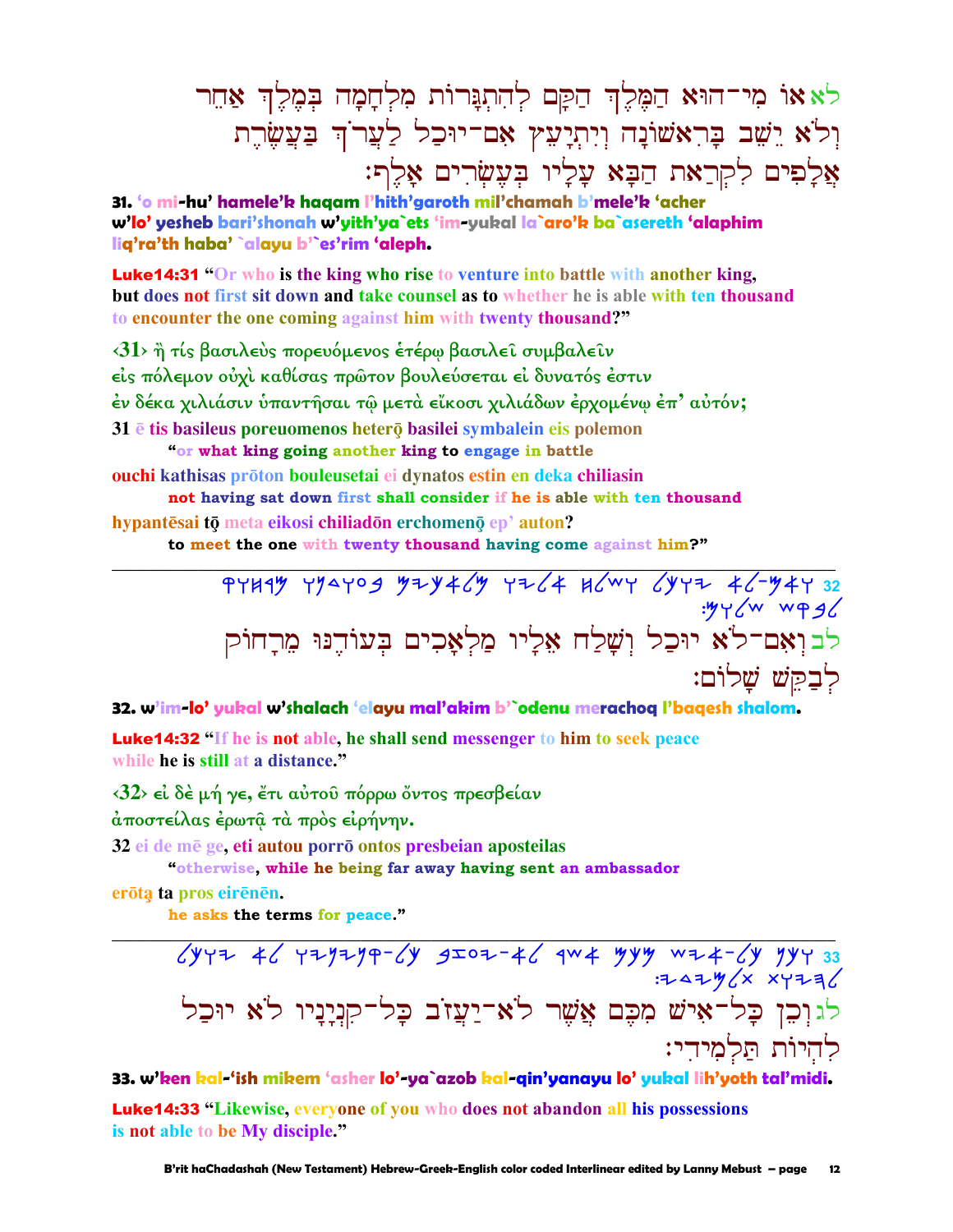לא אוֹ מִי־הוּא הַמֶּלֶךְ הַקָּם לְהִתְגָּרוֹת מִלְחָמָה בְּמֶלֶךְ אַחֵר וְלֹא יֵשֵׁב בָּרִאשׁוֹנָה וְיִתְיָעֵץ אִם־יוּכַל לַעֲרֹךְ בַּעֲשֶׂרֶת אֲלָפִים לִקְרַאת הַבָּא עָלָיו בְּעֶשְׂרִים אָלֶף׃

**31. 'o mi-hu' hamele'k haqam l'hith'garoth mil'chamah b'mele'k 'acher w'lo' yesheb bari'shonah w'yith'ya`ets 'im-yukal la`aro'k ba`asereth 'alaphim liq'ra'th haba' `alayu b'`es'rim 'aleph.**

**Luke14:31 "Or who is the king who rise to venture into battle with another king, but does not first sit down and take counsel as to whether he is able with ten thousand to encounter the one coming against him with twenty thousand?"**

<31> ἢ τίς βασιλεὺς πορευόμενος ἑτέρῳ βασιλεῖ συμβαλεῖν εἰς πόλεμον οὐχὶ καθίσας πρῶτον βουλεύσεται εἰ δυνατός ἐστιν ἐν δέκα χιλιάσιν ὑπαντῆσαι τῷ μετὰ εἴκοσι χιλιάδων ἐρχομένῳ ἐπ' αὐτόν;

31 ē tis basileus poreuomenos heterō basilei symbalein eis polemon
**"or what king going another king to engage in battle**

ouchi kathisas prōton bouleusetai ei dynatos estin en deka chiliasin
**not having sat down first shall consider if he is able with ten thousand**

hypantēsai tō meta eikosi chiliadōn erchomenō ep' auton?
**to meet the one with twenty thousand having come against him?"**

---

32 ΨΥΗ4Ψ ΥΨΔΥΟ϶ ΨΖΨ4ϹΨ ΥΖϹ4 ΗϹWΥ ϹΨΥΖ 4Ϲ-Ψ4Υ :ΨΥϹW WΦ϶Ϲ

לב וְאִם־לֹא יוּכַל וְשָׁלַח אֵלָיו מַלְאָכִים בְּעוֹדֶנּוּ מֵרָחוֹק לְבַקֵּשׁ שָׁלוֹם׃

**32. w'im-lo' yukal w'shalach 'elayu mal'akim b'`odenu merachoq l'baqesh shalom.**

**Luke14:32 "If he is not able, he shall send messenger to him to seek peace while he is still at a distance."**

<32> εἰ δὲ μή γε, ἔτι αὐτοῦ πόρρω ὄντος πρεσβείαν ἀποστείλας ἐρωτᾷ τὰ πρὸς εἰρήνην.

32 ei de mē ge, eti autou porrō ontos presbeian aposteilas
**"otherwise, while he being far away having sent an ambassador**

erōtą ta pros eirēnēn.
**he asks the terms for peace."**

---

33 ϹΨΥΖ 4Ϲ ΥΖΨΖΨΦ-Ϲ ϶ΖΟΖ-4Ϲ 4W4 ΨΨΨ WΖ4-ϹΨ ΨΨΥ :ΖΔΖΨϹΧ ΧΥΖ3Ϲ

לג וְכֵן כָּל־אִישׁ מִכֶּם אֲשֶׁר לֹא־יַעֲזֹב כָּל־קִנְיָנָיו לֹא יוּכַל לִהְיוֹת תַּלְמִידִי׃

**33. w'ken kal-'ish mikem 'asher lo'-ya`azob kal-qin'yanayu lo' yukal lih'yoth tal'midi.**

**Luke14:33 "Likewise, everyone of you who does not abandon all his possessions is not able to be My disciple."**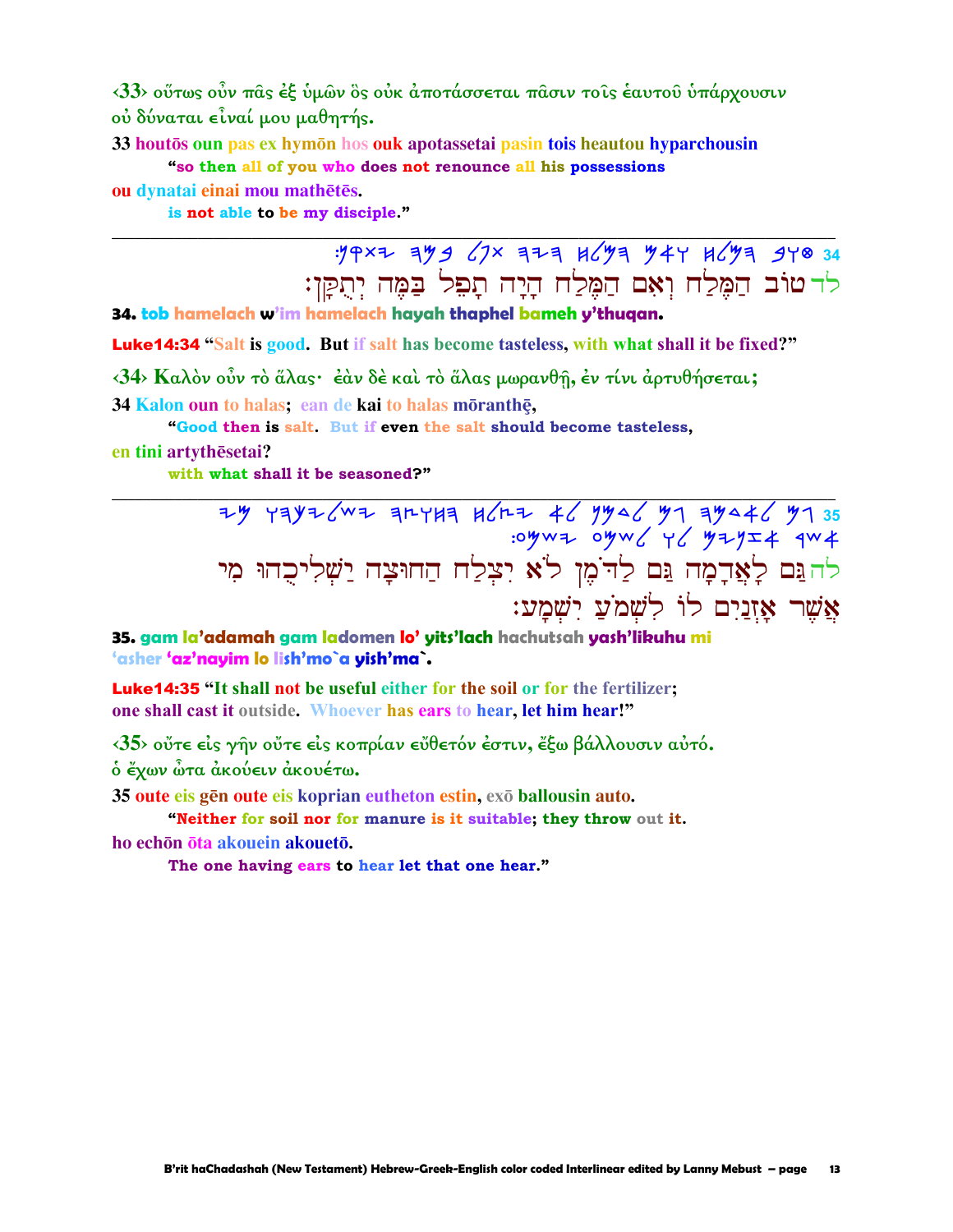‹33› οὕτως οὖν πᾶς ἐξ ὑμῶν ὃς οὐκ ἀποτάσσεται πᾶσιν τοῖς ἑαυτοῦ ὑπάρχουσιν οὐ δύναται εἶναί μου μαθητής.

33 houtōs oun pas ex hymōn hos ouk apotassetai pasin tois heautou hyparchousin

"so then all of you who does not renounce all his possessions

ou dynatai einai mou mathētēs.

is not able to be my disciple."

---

34 טוב המלח ואם המלח היה תפל במה יתקן:

לד טוֹב הַמֶּלַח וְאִם הַמֶּלַח הָיָה תָפֵל בַּמֶּה יְתֻקָּן:

**34. tob hamelach w'im hamelach hayah thaphel bameh y'thuqan.**

**Luke14:34** "Salt is good. But if salt has become tasteless, with what shall it be fixed?"

‹34› Καλὸν οὖν τὸ ἅλας· ἐὰν δὲ καὶ τὸ ἅλας μωρανθῇ, ἐν τίνι ἀρτυθήσεται;

34 Kalon oun to halas; ean de kai to halas mōranthę̄,

"Good then is salt. But if even the salt should become tasteless,

en tini artythēsetai?

with what shall it be seasoned?"

---

35 גם לאדמה גם לדמן לא יצלח החוצה ישליכהו מי אשר אזנים לו לשמע ישמע:

לה גַּם לָאֲדָמָה גַּם לַדֹּמֶן לֹא יִצְלַח הַחוּצָה יַשְׁלִיכֻהוּ מִי אֲשֶׁר אָזְנַיִם לוֹ לִשְׁמֹעַ יִשְׁמָע:

**35. gam la'adamah gam ladomen lo' yits'lach hachutsah yash'likuhu mi 'asher 'az'nayim lo lish'mo`a yish'ma`.**

**Luke14:35** "It shall not be useful either for the soil or for the fertilizer; one shall cast it outside. Whoever has ears to hear, let him hear!"

‹35› οὔτε εἰς γῆν οὔτε εἰς κοπρίαν εὔθετόν ἐστιν, ἔξω βάλλουσιν αὐτό. ὁ ἔχων ὦτα ἀκούειν ἀκουέτω.

35 oute eis gēn oute eis koprian eutheton estin, exō ballousin auto.

"Neither for soil nor for manure is it suitable; they throw out it.

ho echōn ōta akouein akouetō.

The one having ears to hear let that one hear."